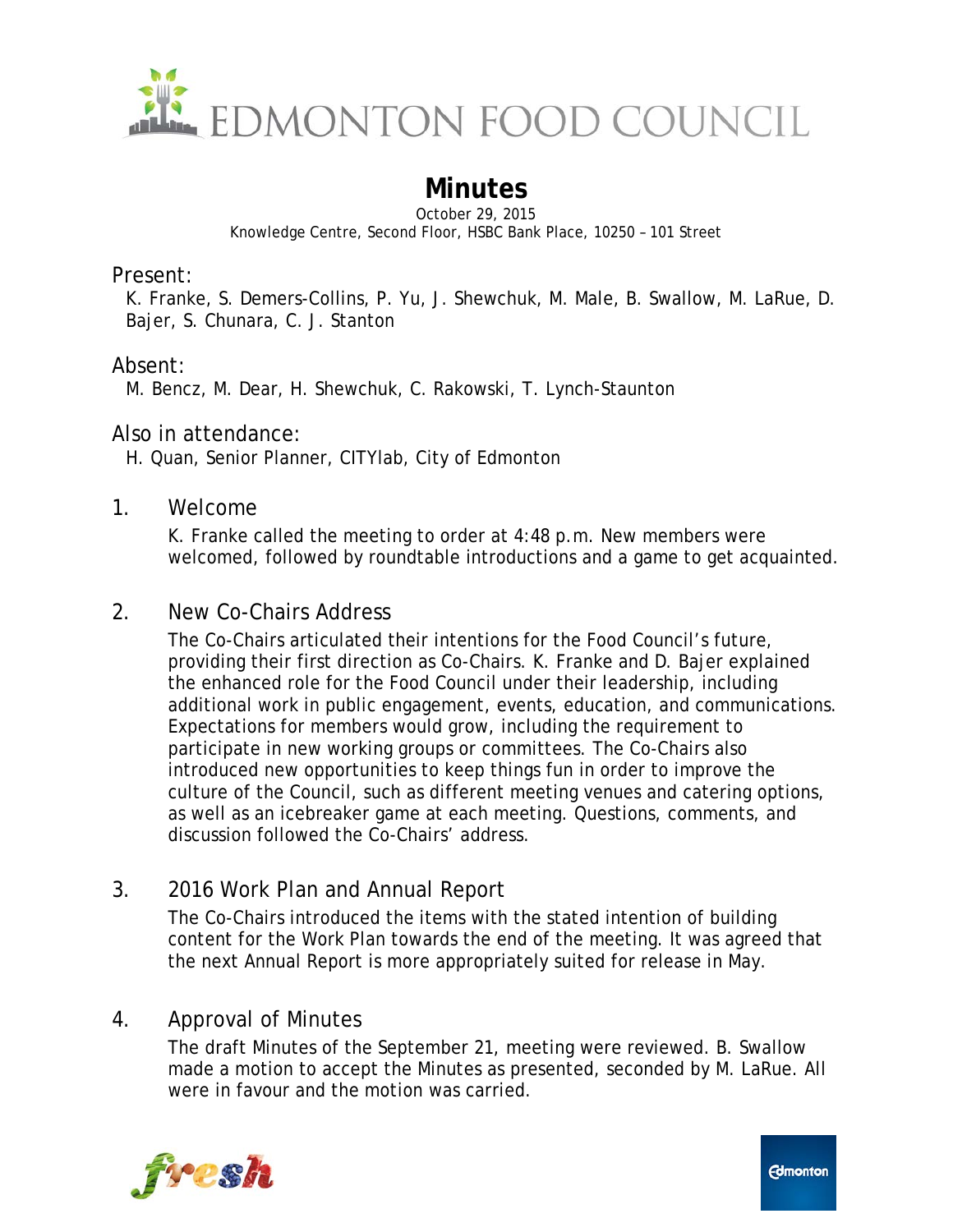# EDMONTON FOOD COUNCIL

## Minutes

October 29, 2015
Knowledge Centre, Second Floor, HSBC Bank Place, 10250 – 101 Street

### Present:

K. Franke, S. Demers-Collins, P. Yu, J. Shewchuk, M. Male, B. Swallow, M. LaRue, D. Bajer, S. Chunara, C. J. Stanton

### Absent:

M. Bencz, M. Dear, H. Shewchuk, C. Rakowski, T. Lynch-Staunton

### Also in attendance:

H. Quan, Senior Planner, CITYlab, City of Edmonton

### 1. Welcome

K. Franke called the meeting to order at 4:48 p.m. New members were welcomed, followed by roundtable introductions and a game to get acquainted.

### 2. New Co-Chairs Address

The Co-Chairs articulated their intentions for the Food Council's future, providing their first direction as Co-Chairs. K. Franke and D. Bajer explained the enhanced role for the Food Council under their leadership, including additional work in public engagement, events, education, and communications. Expectations for members would grow, including the requirement to participate in new working groups or committees. The Co-Chairs also introduced new opportunities to keep things fun in order to improve the culture of the Council, such as different meeting venues and catering options, as well as an icebreaker game at each meeting. Questions, comments, and discussion followed the Co-Chairs' address.

### 3. 2016 Work Plan and Annual Report

The Co-Chairs introduced the items with the stated intention of building content for the Work Plan towards the end of the meeting. It was agreed that the next Annual Report is more appropriately suited for release in May.

### 4. Approval of Minutes

The draft Minutes of the September 21, meeting were reviewed. B. Swallow made a motion to accept the Minutes as presented, seconded by M. LaRue. All were in favour and the motion was carried.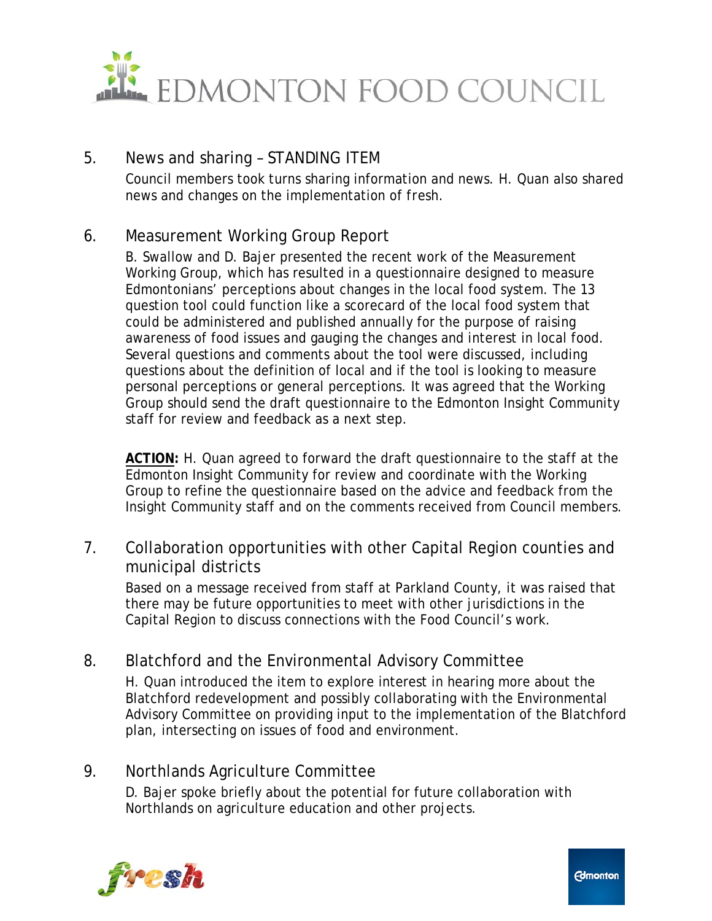## 5. News and sharing – STANDING ITEM

Council members took turns sharing information and news. H. Quan also shared news and changes on the implementation of *fresh*.

## 6. Measurement Working Group Report

B. Swallow and D. Bajer presented the recent work of the Measurement Working Group, which has resulted in a questionnaire designed to measure Edmontonians' perceptions about changes in the local food system. The 13 question tool could function like a scorecard of the local food system that could be administered and published annually for the purpose of raising awareness of food issues and gauging the changes and interest in local food. Several questions and comments about the tool were discussed, including questions about the definition of local and if the tool is looking to measure personal perceptions or general perceptions. It was agreed that the Working Group should send the draft questionnaire to the Edmonton Insight Community staff for review and feedback as a next step.

**ACTION:** H. Quan agreed to forward the draft questionnaire to the staff at the Edmonton Insight Community for review and coordinate with the Working Group to refine the questionnaire based on the advice and feedback from the Insight Community staff and on the comments received from Council members.

## 7. Collaboration opportunities with other Capital Region counties and municipal districts

Based on a message received from staff at Parkland County, it was raised that there may be future opportunities to meet with other jurisdictions in the Capital Region to discuss connections with the Food Council's work.

## 8. Blatchford and the Environmental Advisory Committee

H. Quan introduced the item to explore interest in hearing more about the Blatchford redevelopment and possibly collaborating with the Environmental Advisory Committee on providing input to the implementation of the Blatchford plan, intersecting on issues of food and environment.

## 9. Northlands Agriculture Committee

D. Bajer spoke briefly about the potential for future collaboration with Northlands on agriculture education and other projects.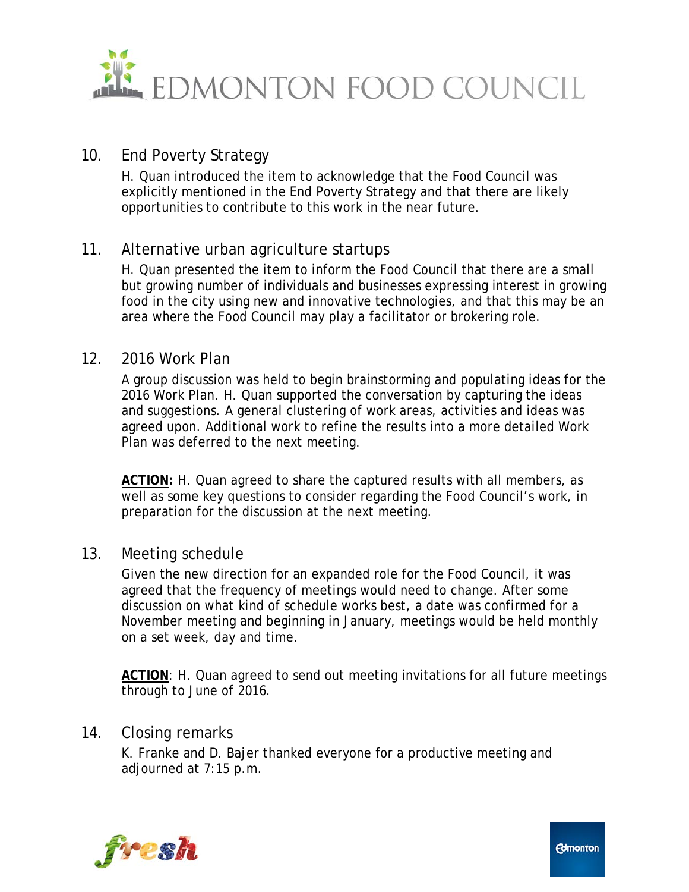## 10. End Poverty Strategy

H. Quan introduced the item to acknowledge that the Food Council was explicitly mentioned in the End Poverty Strategy and that there are likely opportunities to contribute to this work in the near future.

## 11. Alternative urban agriculture startups

H. Quan presented the item to inform the Food Council that there are a small but growing number of individuals and businesses expressing interest in growing food in the city using new and innovative technologies, and that this may be an area where the Food Council may play a facilitator or brokering role.

## 12. 2016 Work Plan

A group discussion was held to begin brainstorming and populating ideas for the 2016 Work Plan. H. Quan supported the conversation by capturing the ideas and suggestions. A general clustering of work areas, activities and ideas was agreed upon. Additional work to refine the results into a more detailed Work Plan was deferred to the next meeting.

**ACTION:** H. Quan agreed to share the captured results with all members, as well as some key questions to consider regarding the Food Council's work, in preparation for the discussion at the next meeting.

## 13. Meeting schedule

Given the new direction for an expanded role for the Food Council, it was agreed that the frequency of meetings would need to change. After some discussion on what kind of schedule works best, a date was confirmed for a November meeting and beginning in January, meetings would be held monthly on a set week, day and time.

**ACTION**: H. Quan agreed to send out meeting invitations for all future meetings through to June of 2016.

## 14. Closing remarks

K. Franke and D. Bajer thanked everyone for a productive meeting and adjourned at 7:15 p.m.